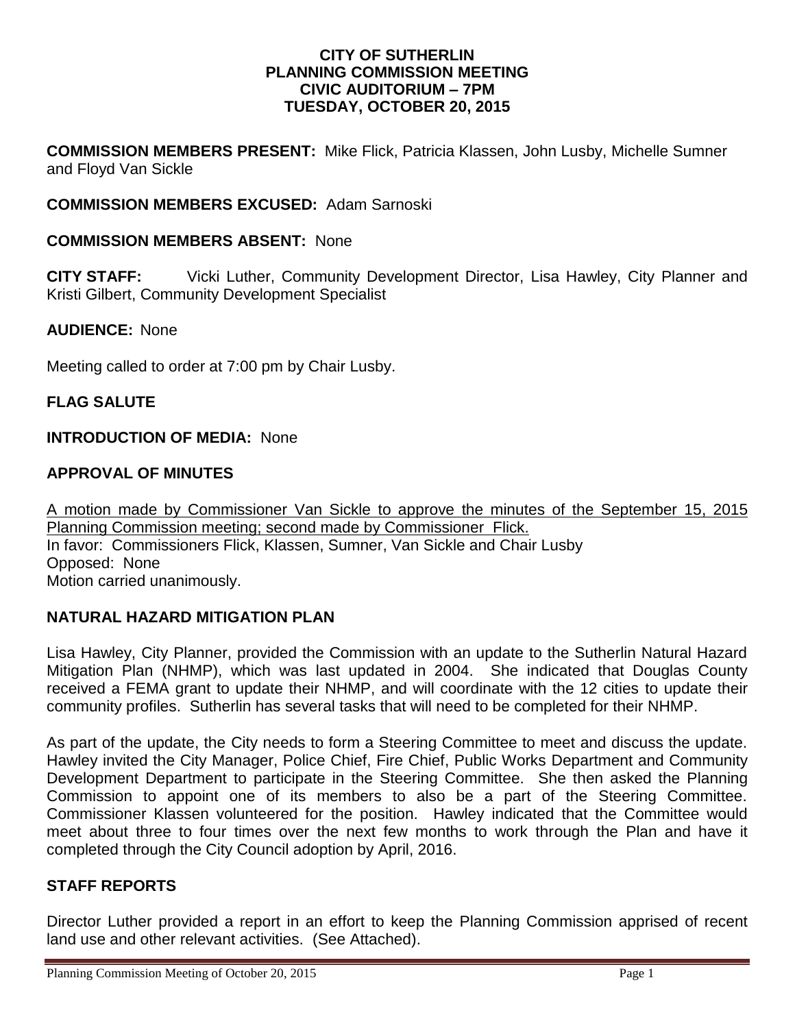**CITY OF SUTHERLIN**
**PLANNING COMMISSION MEETING**
**CIVIC AUDITORIUM – 7PM**
**TUESDAY, OCTOBER 20, 2015**

**COMMISSION MEMBERS PRESENT:** Mike Flick, Patricia Klassen, John Lusby, Michelle Sumner and Floyd Van Sickle

**COMMISSION MEMBERS EXCUSED:** Adam Sarnoski

**COMMISSION MEMBERS ABSENT:** None

**CITY STAFF:** Vicki Luther, Community Development Director, Lisa Hawley, City Planner and Kristi Gilbert, Community Development Specialist

**AUDIENCE:** None

Meeting called to order at 7:00 pm by Chair Lusby.

## FLAG SALUTE

**INTRODUCTION OF MEDIA:** None

## APPROVAL OF MINUTES

<u>A motion made by Commissioner Van Sickle to approve the minutes of the September 15, 2015 Planning Commission meeting; second made by Commissioner Flick.</u>
In favor: Commissioners Flick, Klassen, Sumner, Van Sickle and Chair Lusby
Opposed: None
Motion carried unanimously.

## NATURAL HAZARD MITIGATION PLAN

Lisa Hawley, City Planner, provided the Commission with an update to the Sutherlin Natural Hazard Mitigation Plan (NHMP), which was last updated in 2004. She indicated that Douglas County received a FEMA grant to update their NHMP, and will coordinate with the 12 cities to update their community profiles. Sutherlin has several tasks that will need to be completed for their NHMP.

As part of the update, the City needs to form a Steering Committee to meet and discuss the update. Hawley invited the City Manager, Police Chief, Fire Chief, Public Works Department and Community Development Department to participate in the Steering Committee. She then asked the Planning Commission to appoint one of its members to also be a part of the Steering Committee. Commissioner Klassen volunteered for the position. Hawley indicated that the Committee would meet about three to four times over the next few months to work through the Plan and have it completed through the City Council adoption by April, 2016.

## STAFF REPORTS

Director Luther provided a report in an effort to keep the Planning Commission apprised of recent land use and other relevant activities. (See Attached).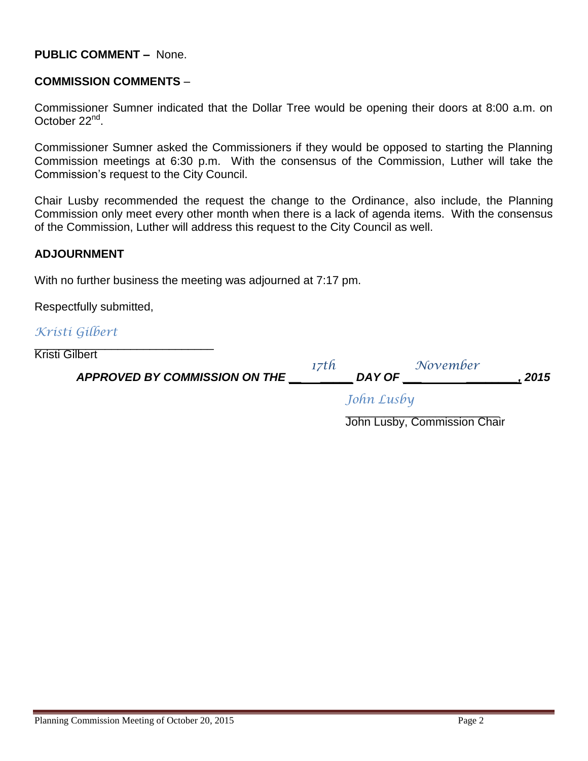**PUBLIC COMMENT –** None.

**COMMISSION COMMENTS** –

Commissioner Sumner indicated that the Dollar Tree would be opening their doors at 8:00 a.m. on October 22nd.

Commissioner Sumner asked the Commissioners if they would be opposed to starting the Planning Commission meetings at 6:30 p.m. With the consensus of the Commission, Luther will take the Commission's request to the City Council.

Chair Lusby recommended the request the change to the Ordinance, also include, the Planning Commission only meet every other month when there is a lack of agenda items. With the consensus of the Commission, Luther will address this request to the City Council as well.

**ADJOURNMENT**

With no further business the meeting was adjourned at 7:17 pm.

Respectfully submitted,

*Kristi Gilbert*

Kristi Gilbert

***APPROVED BY COMMISSION ON THE** 17th **DAY OF** November**, 2015***

*John Lusby*

John Lusby, Commission Chair